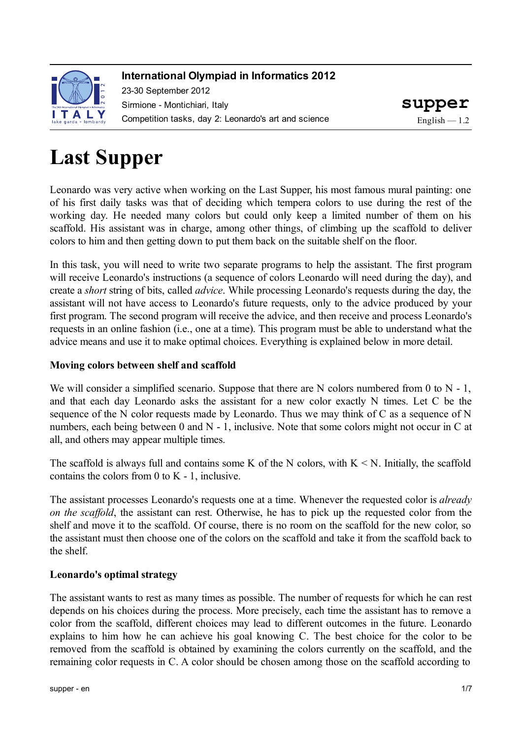# Last Supper

Leonardo was very active when working on the Last Supper, his most famous mural painting: one of his first daily tasks was that of deciding which tempera colors to use during the rest of the working day. He needed many colors but could only keep a limited number of them on his scaffold. His assistant was in charge, among other things, of climbing up the scaffold to deliver colors to him and then getting down to put them back on the suitable shelf on the floor.

In this task, you will need to write two separate programs to help the assistant. The first program will receive Leonardo's instructions (a sequence of colors Leonardo will need during the day), and create a *short* string of bits, called *advice*. While processing Leonardo's requests during the day, the assistant will not have access to Leonardo's future requests, only to the advice produced by your first program. The second program will receive the advice, and then receive and process Leonardo's requests in an online fashion (i.e., one at a time). This program must be able to understand what the advice means and use it to make optimal choices. Everything is explained below in more detail.

### Moving colors between shelf and scaffold

We will consider a simplified scenario. Suppose that there are N colors numbered from 0 to N - 1, and that each day Leonardo asks the assistant for a new color exactly N times. Let C be the sequence of the N color requests made by Leonardo. Thus we may think of C as a sequence of N numbers, each being between 0 and N - 1, inclusive. Note that some colors might not occur in C at all, and others may appear multiple times.

The scaffold is always full and contains some K of the N colors, with K < N. Initially, the scaffold contains the colors from 0 to K - 1, inclusive.

The assistant processes Leonardo's requests one at a time. Whenever the requested color is *already on the scaffold*, the assistant can rest. Otherwise, he has to pick up the requested color from the shelf and move it to the scaffold. Of course, there is no room on the scaffold for the new color, so the assistant must then choose one of the colors on the scaffold and take it from the scaffold back to the shelf.

### Leonardo's optimal strategy

The assistant wants to rest as many times as possible. The number of requests for which he can rest depends on his choices during the process. More precisely, each time the assistant has to remove a color from the scaffold, different choices may lead to different outcomes in the future. Leonardo explains to him how he can achieve his goal knowing C. The best choice for the color to be removed from the scaffold is obtained by examining the colors currently on the scaffold, and the remaining color requests in C. A color should be chosen among those on the scaffold according to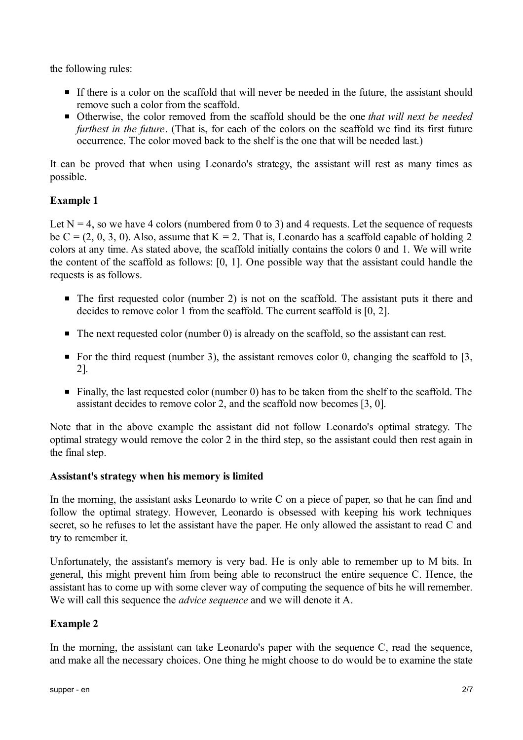the following rules:

- If there is a color on the scaffold that will never be needed in the future, the assistant should remove such a color from the scaffold.
- Otherwise, the color removed from the scaffold should be the one *that will next be needed furthest in the future*. (That is, for each of the colors on the scaffold we find its first future occurrence. The color moved back to the shelf is the one that will be needed last.)

It can be proved that when using Leonardo's strategy, the assistant will rest as many times as possible.

**Example 1**

Let N = 4, so we have 4 colors (numbered from 0 to 3) and 4 requests. Let the sequence of requests be C = (2, 0, 3, 0). Also, assume that K = 2. That is, Leonardo has a scaffold capable of holding 2 colors at any time. As stated above, the scaffold initially contains the colors 0 and 1. We will write the content of the scaffold as follows: [0, 1]. One possible way that the assistant could handle the requests is as follows.

- The first requested color (number 2) is not on the scaffold. The assistant puts it there and decides to remove color 1 from the scaffold. The current scaffold is [0, 2].
- The next requested color (number 0) is already on the scaffold, so the assistant can rest.
- For the third request (number 3), the assistant removes color 0, changing the scaffold to [3, 2].
- Finally, the last requested color (number 0) has to be taken from the shelf to the scaffold. The assistant decides to remove color 2, and the scaffold now becomes [3, 0].

Note that in the above example the assistant did not follow Leonardo's optimal strategy. The optimal strategy would remove the color 2 in the third step, so the assistant could then rest again in the final step.

**Assistant's strategy when his memory is limited**

In the morning, the assistant asks Leonardo to write C on a piece of paper, so that he can find and follow the optimal strategy. However, Leonardo is obsessed with keeping his work techniques secret, so he refuses to let the assistant have the paper. He only allowed the assistant to read C and try to remember it.

Unfortunately, the assistant's memory is very bad. He is only able to remember up to M bits. In general, this might prevent him from being able to reconstruct the entire sequence C. Hence, the assistant has to come up with some clever way of computing the sequence of bits he will remember. We will call this sequence the *advice sequence* and we will denote it A.

**Example 2**

In the morning, the assistant can take Leonardo's paper with the sequence C, read the sequence, and make all the necessary choices. One thing he might choose to do would be to examine the state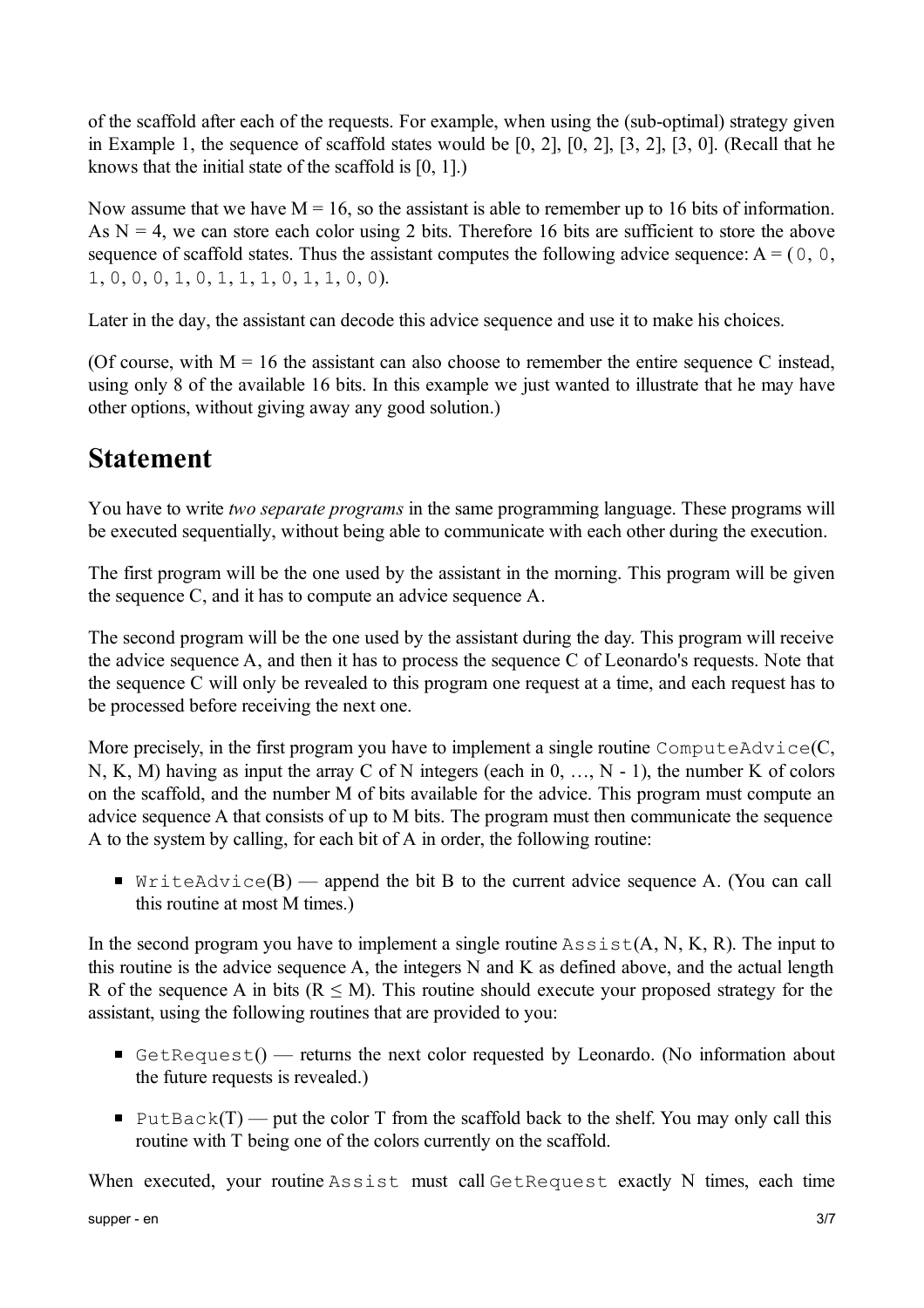of the scaffold after each of the requests. For example, when using the (sub-optimal) strategy given in Example 1, the sequence of scaffold states would be [0, 2], [0, 2], [3, 2], [3, 0]. (Recall that he knows that the initial state of the scaffold is [0, 1].)

Now assume that we have M = 16, so the assistant is able to remember up to 16 bits of information. As N = 4, we can store each color using 2 bits. Therefore 16 bits are sufficient to store the above sequence of scaffold states. Thus the assistant computes the following advice sequence: A = (`0, 0, 1, 0, 0, 0, 1, 0, 1, 1, 1, 0, 1, 1, 0, 0`).

Later in the day, the assistant can decode this advice sequence and use it to make his choices.

(Of course, with M = 16 the assistant can also choose to remember the entire sequence C instead, using only 8 of the available 16 bits. In this example we just wanted to illustrate that he may have other options, without giving away any good solution.)

# Statement

You have to write *two separate programs* in the same programming language. These programs will be executed sequentially, without being able to communicate with each other during the execution.

The first program will be the one used by the assistant in the morning. This program will be given the sequence C, and it has to compute an advice sequence A.

The second program will be the one used by the assistant during the day. This program will receive the advice sequence A, and then it has to process the sequence C of Leonardo's requests. Note that the sequence C will only be revealed to this program one request at a time, and each request has to be processed before receiving the next one.

More precisely, in the first program you have to implement a single routine `ComputeAdvice`(C, N, K, M) having as input the array C of N integers (each in 0, …, N - 1), the number K of colors on the scaffold, and the number M of bits available for the advice. This program must compute an advice sequence A that consists of up to M bits. The program must then communicate the sequence A to the system by calling, for each bit of A in order, the following routine:

- `WriteAdvice`(B) — append the bit B to the current advice sequence A. (You can call this routine at most M times.)

In the second program you have to implement a single routine `Assist`(A, N, K, R). The input to this routine is the advice sequence A, the integers N and K as defined above, and the actual length R of the sequence A in bits ($R \leq M$). This routine should execute your proposed strategy for the assistant, using the following routines that are provided to you:

- `GetRequest`() — returns the next color requested by Leonardo. (No information about the future requests is revealed.)
- `PutBack`(T) — put the color T from the scaffold back to the shelf. You may only call this routine with T being one of the colors currently on the scaffold.

When executed, your routine `Assist` must call `GetRequest` exactly N times, each time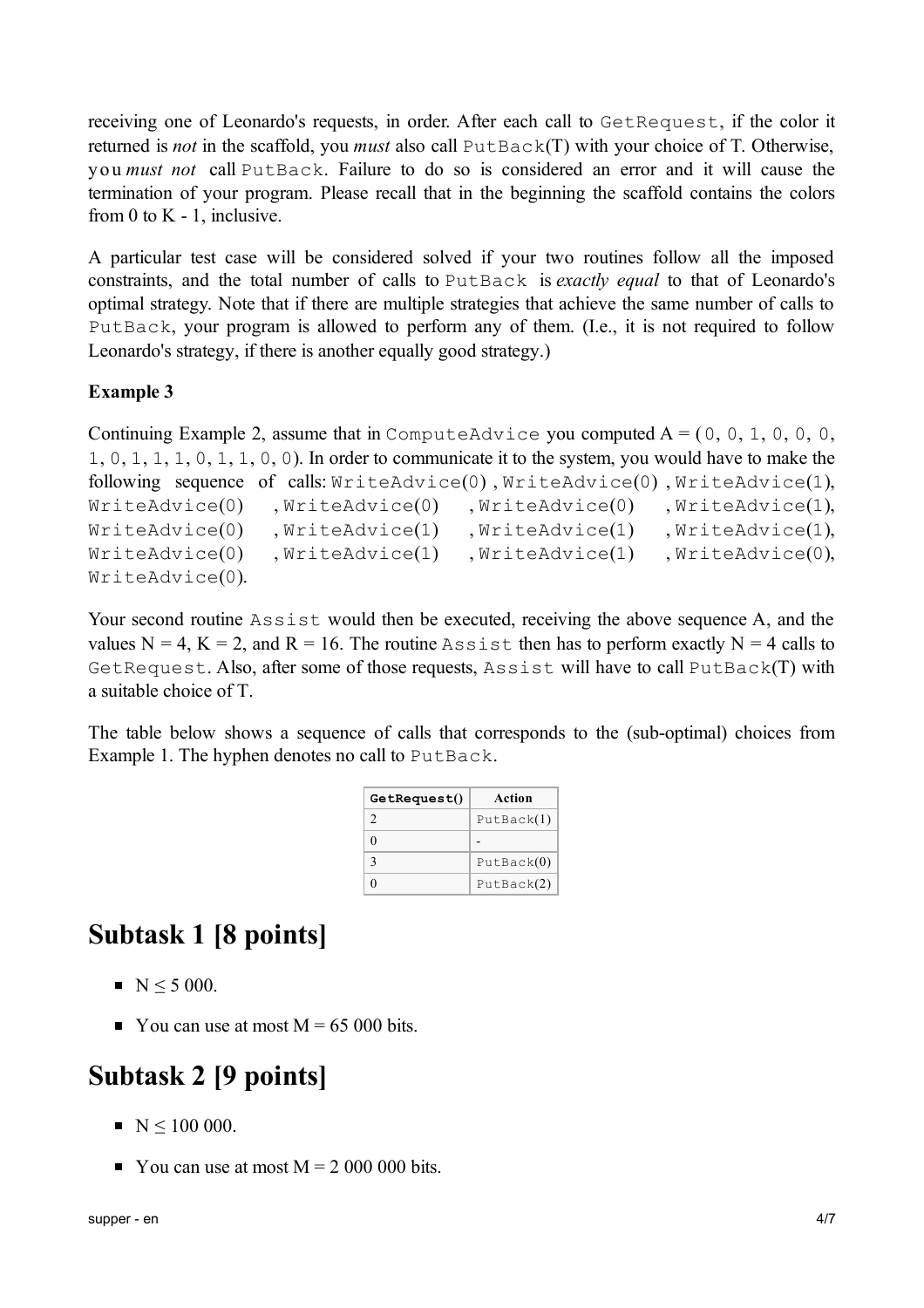receiving one of Leonardo's requests, in order. After each call to `GetRequest`, if the color it returned is *not* in the scaffold, you *must* also call `PutBack`(T) with your choice of T. Otherwise, you *must not* call `PutBack`. Failure to do so is considered an error and it will cause the termination of your program. Please recall that in the beginning the scaffold contains the colors from 0 to K - 1, inclusive.

A particular test case will be considered solved if your two routines follow all the imposed constraints, and the total number of calls to `PutBack` is *exactly equal* to that of Leonardo's optimal strategy. Note that if there are multiple strategies that achieve the same number of calls to `PutBack`, your program is allowed to perform any of them. (I.e., it is not required to follow Leonardo's strategy, if there is another equally good strategy.)

**Example 3**

Continuing Example 2, assume that in `ComputeAdvice` you computed A = (`0, 0, 1, 0, 0, 0, 1, 0, 1, 1, 1, 0, 1, 1, 0, 0`). In order to communicate it to the system, you would have to make the following sequence of calls: `WriteAdvice(0)`, `WriteAdvice(0)`, `WriteAdvice(1)`, `WriteAdvice(0)`, `WriteAdvice(0)`, `WriteAdvice(0)`, `WriteAdvice(1)`, `WriteAdvice(0)`, `WriteAdvice(1)`, `WriteAdvice(1)`, `WriteAdvice(1)`, `WriteAdvice(0)`, `WriteAdvice(1)`, `WriteAdvice(1)`, `WriteAdvice(0)`, `WriteAdvice(0)`.

Your second routine `Assist` would then be executed, receiving the above sequence A, and the values N = 4, K = 2, and R = 16. The routine `Assist` then has to perform exactly N = 4 calls to `GetRequest`. Also, after some of those requests, `Assist` will have to call `PutBack`(T) with a suitable choice of T.

The table below shows a sequence of calls that corresponds to the (sub-optimal) choices from Example 1. The hyphen denotes no call to `PutBack`.

| `GetRequest()` | Action |
| --- | --- |
| 2 | `PutBack(1)` |
| 0 | - |
| 3 | `PutBack(0)` |
| 0 | `PutBack(2)` |

# Subtask 1 [8 points]

- N ≤ 5 000.
- You can use at most M = 65 000 bits.

# Subtask 2 [9 points]

- N ≤ 100 000.
- You can use at most M = 2 000 000 bits.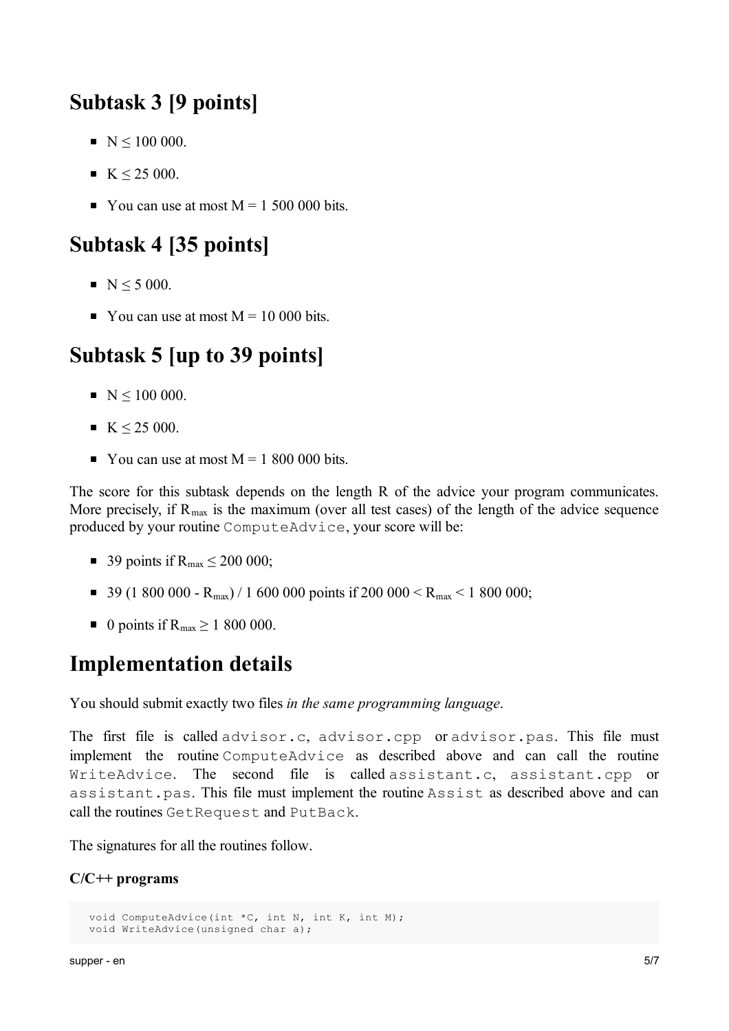## Subtask 3 [9 points]

- $N \leq 100\ 000$.
- $K \leq 25\ 000$.
- You can use at most $M = 1\ 500\ 000$ bits.

## Subtask 4 [35 points]

- $N \leq 5\ 000$.
- You can use at most $M = 10\ 000$ bits.

## Subtask 5 [up to 39 points]

- $N \leq 100\ 000$.
- $K \leq 25\ 000$.
- You can use at most $M = 1\ 800\ 000$ bits.

The score for this subtask depends on the length R of the advice your program communicates. More precisely, if $R_{max}$ is the maximum (over all test cases) of the length of the advice sequence produced by your routine `ComputeAdvice`, your score will be:

- 39 points if $R_{max} \leq 200\ 000$;
- $39\ (1\ 800\ 000 - R_{max})\ /\ 1\ 600\ 000$ points if $200\ 000 < R_{max} < 1\ 800\ 000$;
- 0 points if $R_{max} \geq 1\ 800\ 000$.

# Implementation details

You should submit exactly two files *in the same programming language*.

The first file is called `advisor.c`, `advisor.cpp` or `advisor.pas`. This file must implement the routine `ComputeAdvice` as described above and can call the routine `WriteAdvice`. The second file is called `assistant.c`, `assistant.cpp` or `assistant.pas`. This file must implement the routine `Assist` as described above and can call the routines `GetRequest` and `PutBack`.

The signatures for all the routines follow.

**C/C++ programs**

```
void ComputeAdvice(int *C, int N, int K, int M);
void WriteAdvice(unsigned char a);
```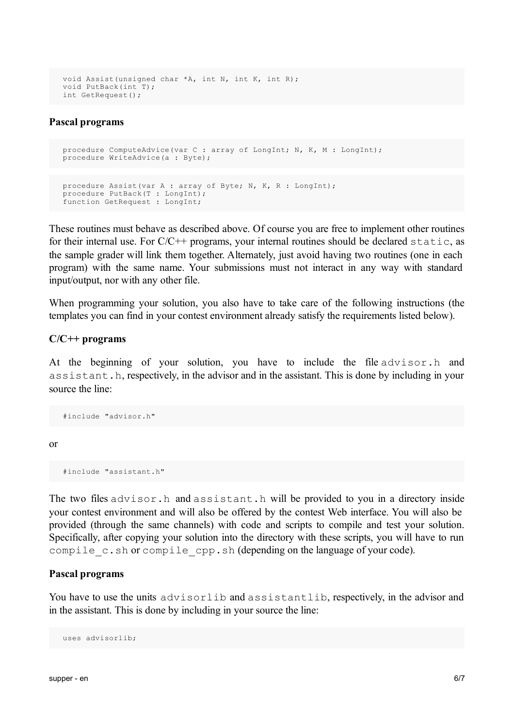```
void Assist(unsigned char *A, int N, int K, int R);
void PutBack(int T);
int GetRequest();
```

### Pascal programs

```
procedure ComputeAdvice(var C : array of LongInt; N, K, M : LongInt);
procedure WriteAdvice(a : Byte);
```

```
procedure Assist(var A : array of Byte; N, K, R : LongInt);
procedure PutBack(T : LongInt);
function GetRequest : LongInt;
```

These routines must behave as described above. Of course you are free to implement other routines for their internal use. For C/C++ programs, your internal routines should be declared `static`, as the sample grader will link them together. Alternately, just avoid having two routines (one in each program) with the same name. Your submissions must not interact in any way with standard input/output, nor with any other file.

When programming your solution, you also have to take care of the following instructions (the templates you can find in your contest environment already satisfy the requirements listed below).

### C/C++ programs

At the beginning of your solution, you have to include the file `advisor.h` and `assistant.h`, respectively, in the advisor and in the assistant. This is done by including in your source the line:

```
#include "advisor.h"
```

or

```
#include "assistant.h"
```

The two files `advisor.h` and `assistant.h` will be provided to you in a directory inside your contest environment and will also be offered by the contest Web interface. You will also be provided (through the same channels) with code and scripts to compile and test your solution. Specifically, after copying your solution into the directory with these scripts, you will have to run `compile_c.sh` or `compile_cpp.sh` (depending on the language of your code).

### Pascal programs

You have to use the units `advisorlib` and `assistantlib`, respectively, in the advisor and in the assistant. This is done by including in your source the line:

```
uses advisorlib;
```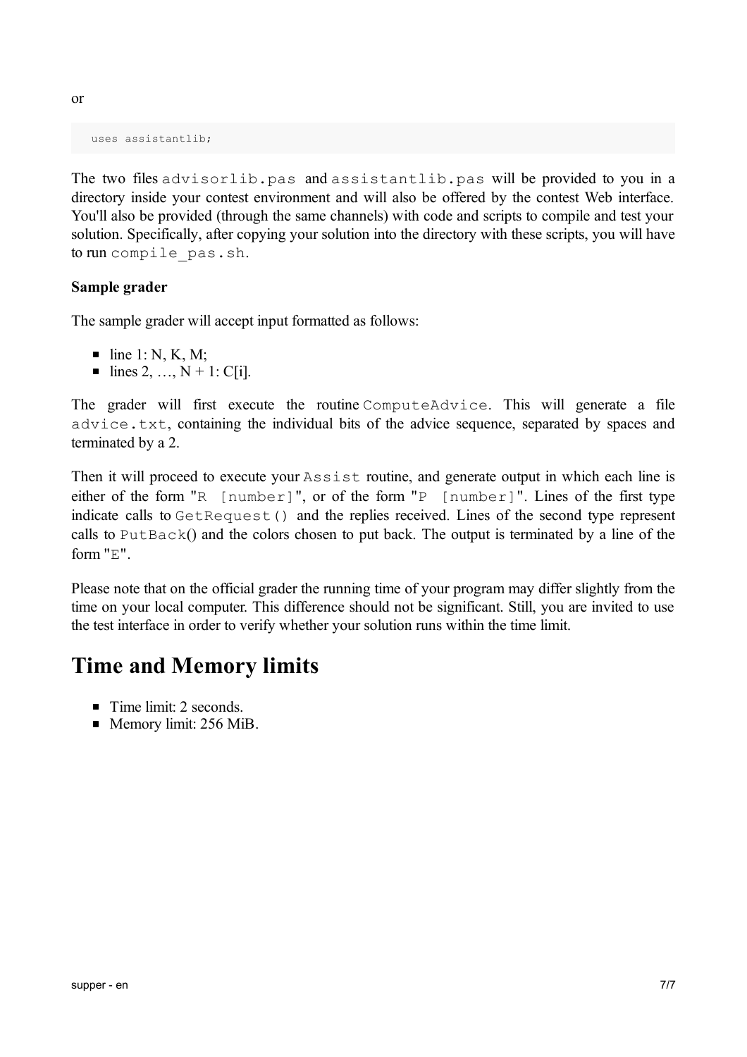or

```
uses assistantlib;
```

The two files `advisorlib.pas` and `assistantlib.pas` will be provided to you in a directory inside your contest environment and will also be offered by the contest Web interface. You'll also be provided (through the same channels) with code and scripts to compile and test your solution. Specifically, after copying your solution into the directory with these scripts, you will have to run `compile_pas.sh`.

**Sample grader**

The sample grader will accept input formatted as follows:

- line 1: N, K, M;
- lines 2, …, N + 1: C[i].

The grader will first execute the routine `ComputeAdvice`. This will generate a file `advice.txt`, containing the individual bits of the advice sequence, separated by spaces and terminated by a 2.

Then it will proceed to execute your `Assist` routine, and generate output in which each line is either of the form "`R [number]`", or of the form "`P [number]`". Lines of the first type indicate calls to `GetRequest()` and the replies received. Lines of the second type represent calls to `PutBack`() and the colors chosen to put back. The output is terminated by a line of the form "`E`".

Please note that on the official grader the running time of your program may differ slightly from the time on your local computer. This difference should not be significant. Still, you are invited to use the test interface in order to verify whether your solution runs within the time limit.

# Time and Memory limits

- Time limit: 2 seconds.
- Memory limit: 256 MiB.